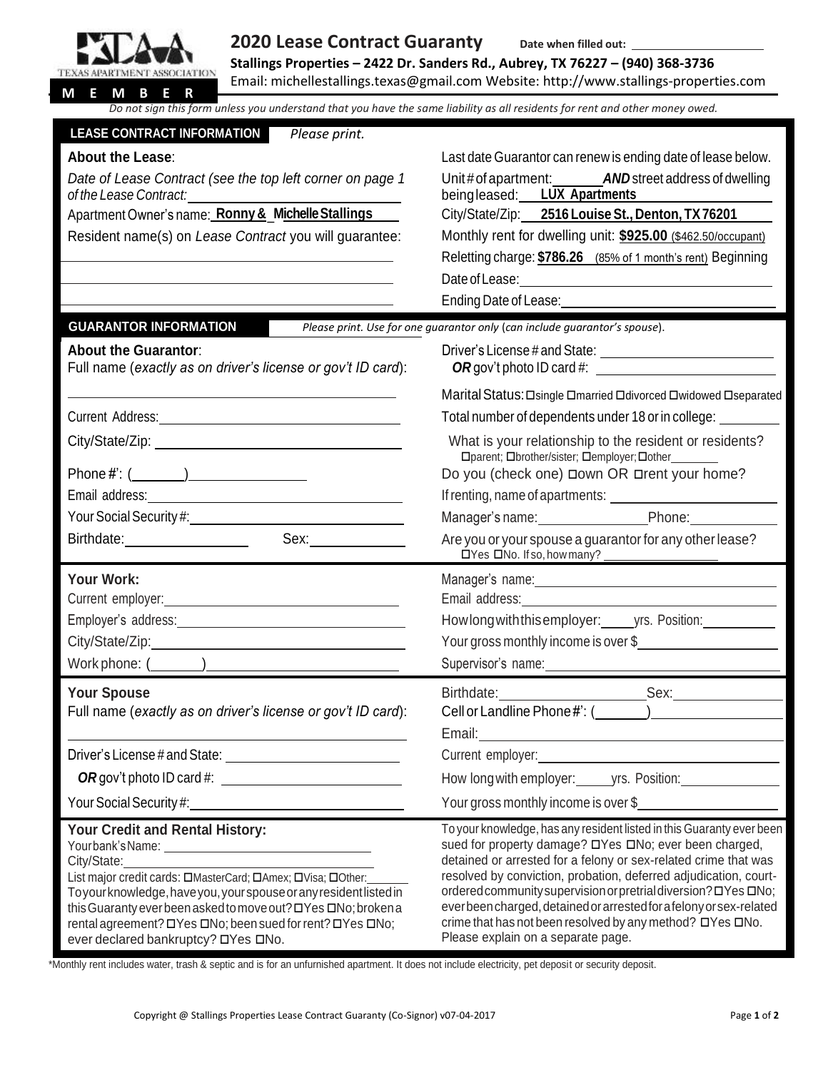TEXAS APARTMENT ASSOCIATION MEMBER

# 2020 Lease Contract Guaranty

**Date when filled out:** ____________________

**Stallings Properties – 2422 Dr. Sanders Rd., Aubrey, TX 76227 – (940) 368-3736**

Email: michellestallings.texas@gmail.com Website: http://www.stallings-properties.com

*Do not sign this form unless you understand that you have the same liability as all residents for rent and other money owed.*

## LEASE CONTRACT INFORMATION *Please print.*

**About the Lease**:

*Date of Lease Contract (see the top left corner on page 1 of the Lease Contract:* ____________________

Apartment Owner's name: **Ronny & Michelle Stallings**

Resident name(s) on *Lease Contract* you will guarantee:

____________________

____________________

____________________

Last date Guarantor can renew is ending date of lease below.

Unit # of apartment: ______ ***AND*** street address of dwelling being leased: **LUX Apartments**

City/State/Zip: **2516 Louise St., Denton, TX 76201**

Monthly rent for dwelling unit: **$925.00** ($462.50/occupant)

Reletting charge: **$786.26** (85% of 1 month's rent) Beginning Date of Lease: ____________________

Ending Date of Lease: ____________________

## GUARANTOR INFORMATION *Please print. Use for one guarantor only (can include guarantor's spouse).*

**About the Guarantor**:

Full name (*exactly as on driver's license or gov't ID card*):

____________________

Current Address: ____________________

City/State/Zip: ____________________

Phone #': (______) ____________________

Email address: ____________________

Your Social Security #: ____________________

Birthdate: ____________________ Sex: ____________________

Driver's License # and State: ____________________

***OR*** gov't photo ID card #: ____________________

Marital Status: ☐single ☐married ☐divorced ☐widowed ☐separated

Total number of dependents under 18 or in college: ________

What is your relationship to the resident or residents?
☐parent; ☐brother/sister; ☐employer; ☐other ________

Do you (check one) ☐own OR ☐rent your home?

If renting, name of apartments: ____________________

Manager's name: ____________________ Phone: ____________________

Are you or your spouse a guarantor for any other lease?
☐Yes ☐No. If so, how many? ____________________

**Your Work:**

Current employer: ____________________

Employer's address: ____________________

City/State/Zip: ____________________

Work phone: (______) ____________________

Manager's name: ____________________

Email address: ____________________

How long with this employer: _____ yrs. Position: ____________________

Your gross monthly income is over $ ____________________

Supervisor's name: ____________________

**Your Spouse**

Full name (*exactly as on driver's license or gov't ID card*):

____________________

Driver's License # and State: ____________________

***OR*** gov't photo ID card #: ____________________

Your Social Security #: ____________________

Birthdate: ____________________ Sex: ____________________

Cell or Landline Phone #': (______) ____________________

Email: ____________________

Current employer: ____________________

How long with employer: _____ yrs. Position: ____________________

Your gross monthly income is over $ ____________________

**Your Credit and Rental History:**

Your bank's Name: ____________________

City/State: ____________________

List major credit cards: ☐MasterCard; ☐Amex; ☐Visa; ☐Other: ________

To your knowledge, have you, your spouse or any resident listed in this Guaranty ever been asked to move out? ☐Yes ☐No; broken a rental agreement? ☐Yes ☐No; been sued for rent? ☐Yes ☐No; ever declared bankruptcy? ☐Yes ☐No.

To your knowledge, has any resident listed in this Guaranty ever been sued for property damage? ☐Yes ☐No; ever been charged, detained or arrested for a felony or sex-related crime that was resolved by conviction, probation, deferred adjudication, court-ordered community supervision or pretrial diversion? ☐Yes ☐No; ever been charged, detained or arrested for a felony or sex-related crime that has not been resolved by any method? ☐Yes ☐No. Please explain on a separate page.

*Monthly rent includes water, trash & septic and is for an unfurnished apartment. It does not include electricity, pet deposit or security deposit.

Copyright @ Stallings Properties Lease Contract Guaranty (Co-Signor) v07-04-2017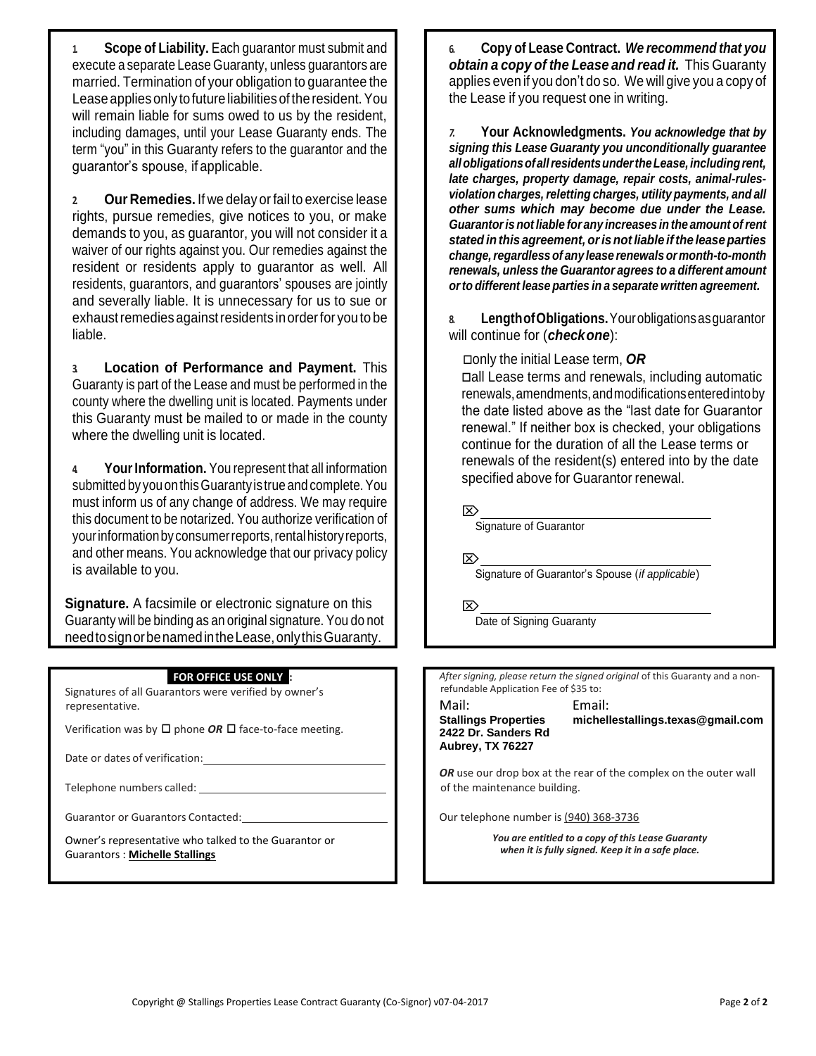**1. Scope of Liability.** Each guarantor must submit and execute a separate Lease Guaranty, unless guarantors are married. Termination of your obligation to guarantee the Lease applies only to future liabilities of the resident. You will remain liable for sums owed to us by the resident, including damages, until your Lease Guaranty ends. The term "you" in this Guaranty refers to the guarantor and the guarantor's spouse, if applicable.

**2. Our Remedies.** If we delay or fail to exercise lease rights, pursue remedies, give notices to you, or make demands to you, as guarantor, you will not consider it a waiver of our rights against you. Our remedies against the resident or residents apply to guarantor as well. All residents, guarantors, and guarantors' spouses are jointly and severally liable. It is unnecessary for us to sue or exhaust remedies against residents in order for you to be liable.

**3. Location of Performance and Payment.** This Guaranty is part of the Lease and must be performed in the county where the dwelling unit is located. Payments under this Guaranty must be mailed to or made in the county where the dwelling unit is located.

**4. Your Information.** You represent that all information submitted by you on this Guaranty is true and complete. You must inform us of any change of address. We may require this document to be notarized. You authorize verification of your information by consumer reports, rental history reports, and other means. You acknowledge that our privacy policy is available to you.

**Signature.** A facsimile or electronic signature on this Guaranty will be binding as an original signature. You do not need to sign or be named in the Lease, only this Guaranty.

**6. Copy of Lease Contract.** ***We recommend that you obtain a copy of the Lease and read it.*** This Guaranty applies even if you don't do so. We will give you a copy of the Lease if you request one in writing.

**7. Your Acknowledgments.** ***You acknowledge that by signing this Lease Guaranty you unconditionally guarantee all obligations of all residents under the Lease, including rent, late charges, property damage, repair costs, animal-rules-violation charges, reletting charges, utility payments, and all other sums which may become due under the Lease. Guarantor is not liable for any increases in the amount of rent stated in this agreement, or is not liable if the lease parties change, regardless of any lease renewals or month-to-month renewals, unless the Guarantor agrees to a different amount or to different lease parties in a separate written agreement.***

**8. Length of Obligations.** Your obligations as guarantor will continue for (***check one***):

☐ only the initial Lease term, ***OR***

☐ all Lease terms and renewals, including automatic renewals, amendments, and modifications entered into by the date listed above as the "last date for Guarantor renewal." If neither box is checked, your obligations continue for the duration of all the Lease terms or renewals of the resident(s) entered into by the date specified above for Guarantor renewal.

☒ ______________________________
Signature of Guarantor

☒ ______________________________
Signature of Guarantor's Spouse (*if applicable*)

☒ ______________________________
Date of Signing Guaranty

**FOR OFFICE USE ONLY :**

Signatures of all Guarantors were verified by owner's representative.

Verification was by ☐ phone ***OR*** ☐ face-to-face meeting.

Date or dates of verification: ______________________________

Telephone numbers called: ______________________________

Guarantor or Guarantors Contacted: ______________________________

Owner's representative who talked to the Guarantor or Guarantors : **Michelle Stallings**

*After signing, please return the signed original* of this Guaranty and a non-refundable Application Fee of $35 to:

Mail:
**Stallings Properties**
**2422 Dr. Sanders Rd**
**Aubrey, TX 76227**

Email:
**michellestallings.texas@gmail.com**

***OR*** use our drop box at the rear of the complex on the outer wall of the maintenance building.

Our telephone number is (940) 368-3736

***You are entitled to a copy of this Lease Guaranty when it is fully signed. Keep it in a safe place.***

Copyright @ Stallings Properties Lease Contract Guaranty (Co-Signor) v07-04-2017